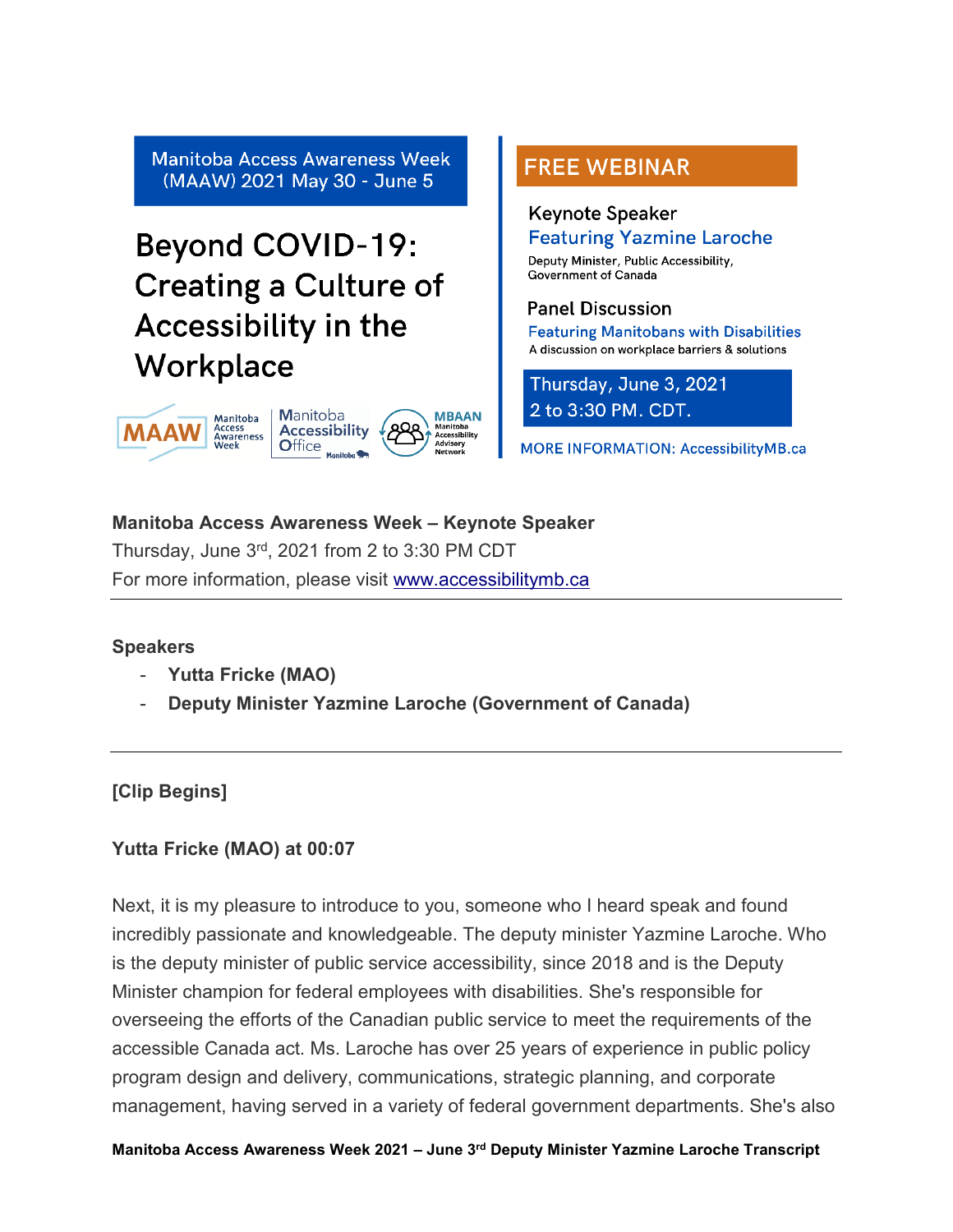Manitoba Access Awareness Week (MAAW) 2021 May 30 - June 5

# Beyond COVID-19: Creating a Culture of Accessibility in the Workplace

MAAW Manitoba Access Awareness Week | Manitoba Accessibility Office | MBAAN Manitoba Accessibility Advisory Network

**FREE WEBINAR**

Keynote Speaker
Featuring Yazmine Laroche
Deputy Minister, Public Accessibility, Government of Canada

Panel Discussion
Featuring Manitobans with Disabilities
A discussion on workplace barriers & solutions

Thursday, June 3, 2021
2 to 3:30 PM. CDT.

MORE INFORMATION: AccessibilityMB.ca

**Manitoba Access Awareness Week – Keynote Speaker**
Thursday, June 3rd, 2021 from 2 to 3:30 PM CDT
For more information, please visit [www.accessibilitymb.ca](http://www.accessibilitymb.ca)

---

**Speakers**

- **Yutta Fricke (MAO)**
- **Deputy Minister Yazmine Laroche (Government of Canada)**

---

**[Clip Begins]**

**Yutta Fricke (MAO) at 00:07**

Next, it is my pleasure to introduce to you, someone who I heard speak and found incredibly passionate and knowledgeable. The deputy minister Yazmine Laroche. Who is the deputy minister of public service accessibility, since 2018 and is the Deputy Minister champion for federal employees with disabilities. She's responsible for overseeing the efforts of the Canadian public service to meet the requirements of the accessible Canada act. Ms. Laroche has over 25 years of experience in public policy program design and delivery, communications, strategic planning, and corporate management, having served in a variety of federal government departments. She's also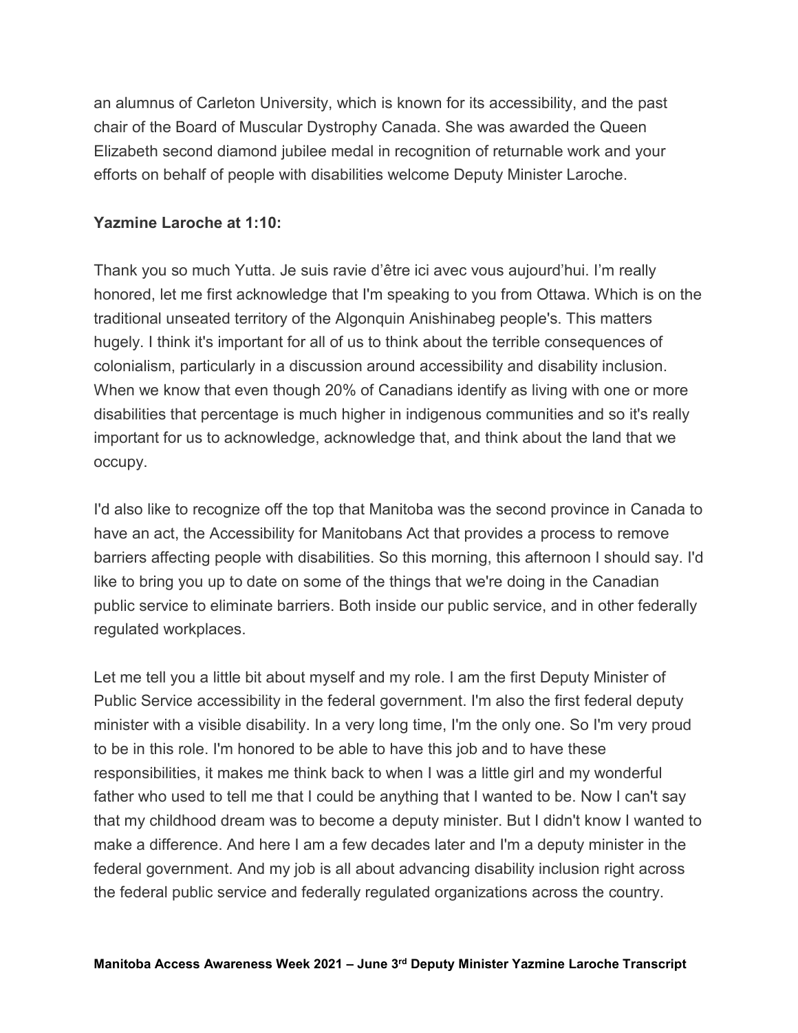an alumnus of Carleton University, which is known for its accessibility, and the past chair of the Board of Muscular Dystrophy Canada. She was awarded the Queen Elizabeth second diamond jubilee medal in recognition of returnable work and your efforts on behalf of people with disabilities welcome Deputy Minister Laroche.

**Yazmine Laroche at 1:10:**

Thank you so much Yutta. Je suis ravie d'être ici avec vous aujourd'hui. I'm really honored, let me first acknowledge that I'm speaking to you from Ottawa. Which is on the traditional unseated territory of the Algonquin Anishinabeg people's. This matters hugely. I think it's important for all of us to think about the terrible consequences of colonialism, particularly in a discussion around accessibility and disability inclusion. When we know that even though 20% of Canadians identify as living with one or more disabilities that percentage is much higher in indigenous communities and so it's really important for us to acknowledge, acknowledge that, and think about the land that we occupy.

I'd also like to recognize off the top that Manitoba was the second province in Canada to have an act, the Accessibility for Manitobans Act that provides a process to remove barriers affecting people with disabilities. So this morning, this afternoon I should say. I'd like to bring you up to date on some of the things that we're doing in the Canadian public service to eliminate barriers. Both inside our public service, and in other federally regulated workplaces.

Let me tell you a little bit about myself and my role. I am the first Deputy Minister of Public Service accessibility in the federal government. I'm also the first federal deputy minister with a visible disability. In a very long time, I'm the only one. So I'm very proud to be in this role. I'm honored to be able to have this job and to have these responsibilities, it makes me think back to when I was a little girl and my wonderful father who used to tell me that I could be anything that I wanted to be. Now I can't say that my childhood dream was to become a deputy minister. But I didn't know I wanted to make a difference. And here I am a few decades later and I'm a deputy minister in the federal government. And my job is all about advancing disability inclusion right across the federal public service and federally regulated organizations across the country.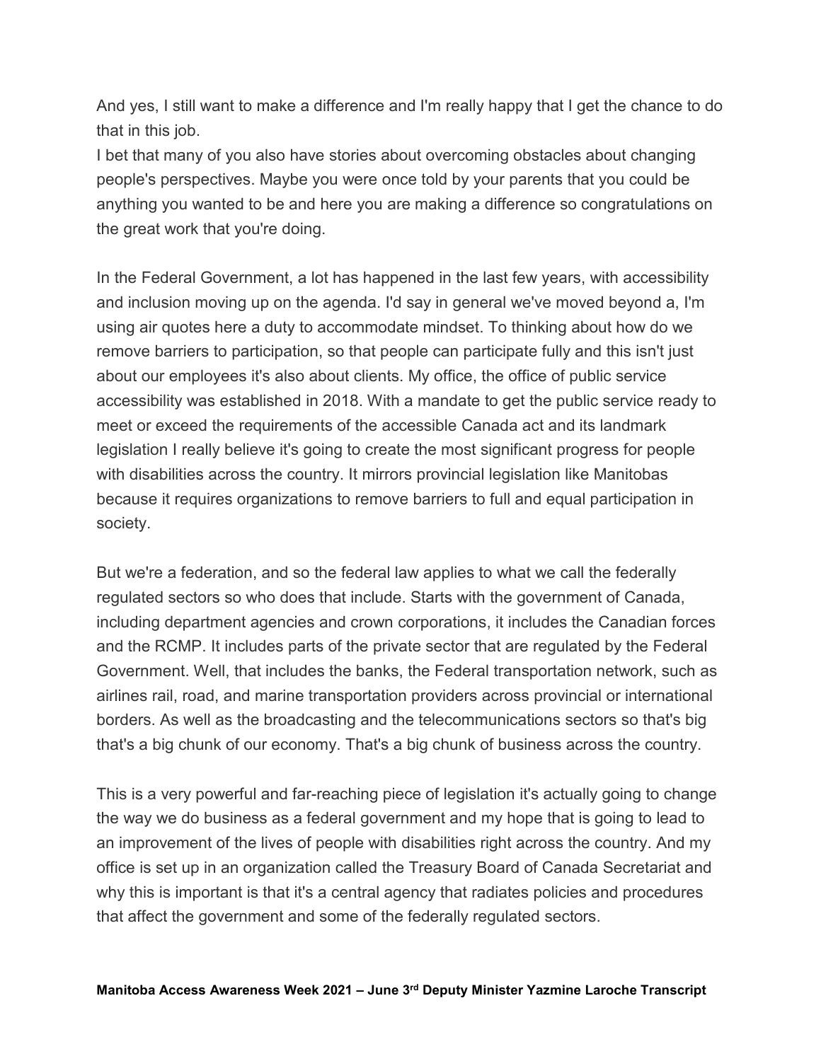And yes, I still want to make a difference and I'm really happy that I get the chance to do that in this job.
I bet that many of you also have stories about overcoming obstacles about changing people's perspectives. Maybe you were once told by your parents that you could be anything you wanted to be and here you are making a difference so congratulations on the great work that you're doing.

In the Federal Government, a lot has happened in the last few years, with accessibility and inclusion moving up on the agenda. I'd say in general we've moved beyond a, I'm using air quotes here a duty to accommodate mindset. To thinking about how do we remove barriers to participation, so that people can participate fully and this isn't just about our employees it's also about clients. My office, the office of public service accessibility was established in 2018. With a mandate to get the public service ready to meet or exceed the requirements of the accessible Canada act and its landmark legislation I really believe it's going to create the most significant progress for people with disabilities across the country. It mirrors provincial legislation like Manitobas because it requires organizations to remove barriers to full and equal participation in society.

But we're a federation, and so the federal law applies to what we call the federally regulated sectors so who does that include. Starts with the government of Canada, including department agencies and crown corporations, it includes the Canadian forces and the RCMP. It includes parts of the private sector that are regulated by the Federal Government. Well, that includes the banks, the Federal transportation network, such as airlines rail, road, and marine transportation providers across provincial or international borders. As well as the broadcasting and the telecommunications sectors so that's big that's a big chunk of our economy. That's a big chunk of business across the country.

This is a very powerful and far-reaching piece of legislation it's actually going to change the way we do business as a federal government and my hope that is going to lead to an improvement of the lives of people with disabilities right across the country. And my office is set up in an organization called the Treasury Board of Canada Secretariat and why this is important is that it's a central agency that radiates policies and procedures that affect the government and some of the federally regulated sectors.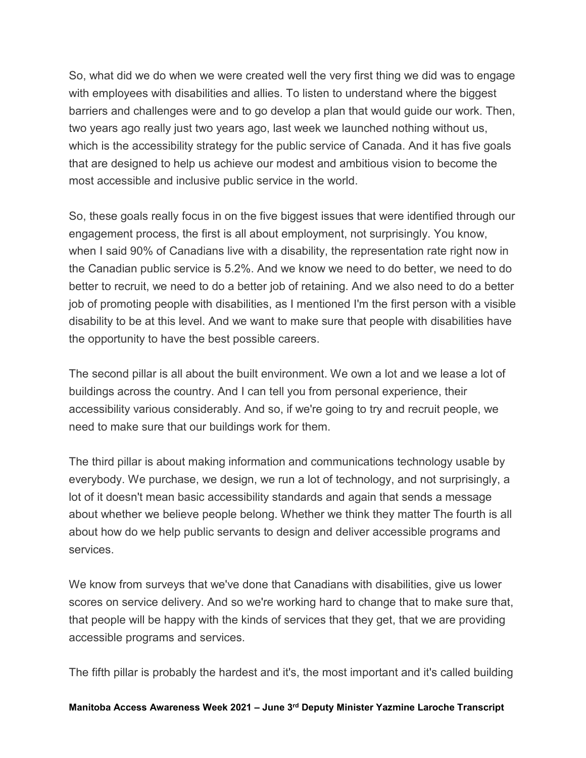So, what did we do when we were created well the very first thing we did was to engage with employees with disabilities and allies. To listen to understand where the biggest barriers and challenges were and to go develop a plan that would guide our work. Then, two years ago really just two years ago, last week we launched nothing without us, which is the accessibility strategy for the public service of Canada. And it has five goals that are designed to help us achieve our modest and ambitious vision to become the most accessible and inclusive public service in the world.

So, these goals really focus in on the five biggest issues that were identified through our engagement process, the first is all about employment, not surprisingly. You know, when I said 90% of Canadians live with a disability, the representation rate right now in the Canadian public service is 5.2%. And we know we need to do better, we need to do better to recruit, we need to do a better job of retaining. And we also need to do a better job of promoting people with disabilities, as I mentioned I'm the first person with a visible disability to be at this level. And we want to make sure that people with disabilities have the opportunity to have the best possible careers.

The second pillar is all about the built environment. We own a lot and we lease a lot of buildings across the country. And I can tell you from personal experience, their accessibility various considerably. And so, if we're going to try and recruit people, we need to make sure that our buildings work for them.

The third pillar is about making information and communications technology usable by everybody. We purchase, we design, we run a lot of technology, and not surprisingly, a lot of it doesn't mean basic accessibility standards and again that sends a message about whether we believe people belong. Whether we think they matter The fourth is all about how do we help public servants to design and deliver accessible programs and services.

We know from surveys that we've done that Canadians with disabilities, give us lower scores on service delivery. And so we're working hard to change that to make sure that, that people will be happy with the kinds of services that they get, that we are providing accessible programs and services.

The fifth pillar is probably the hardest and it's, the most important and it's called building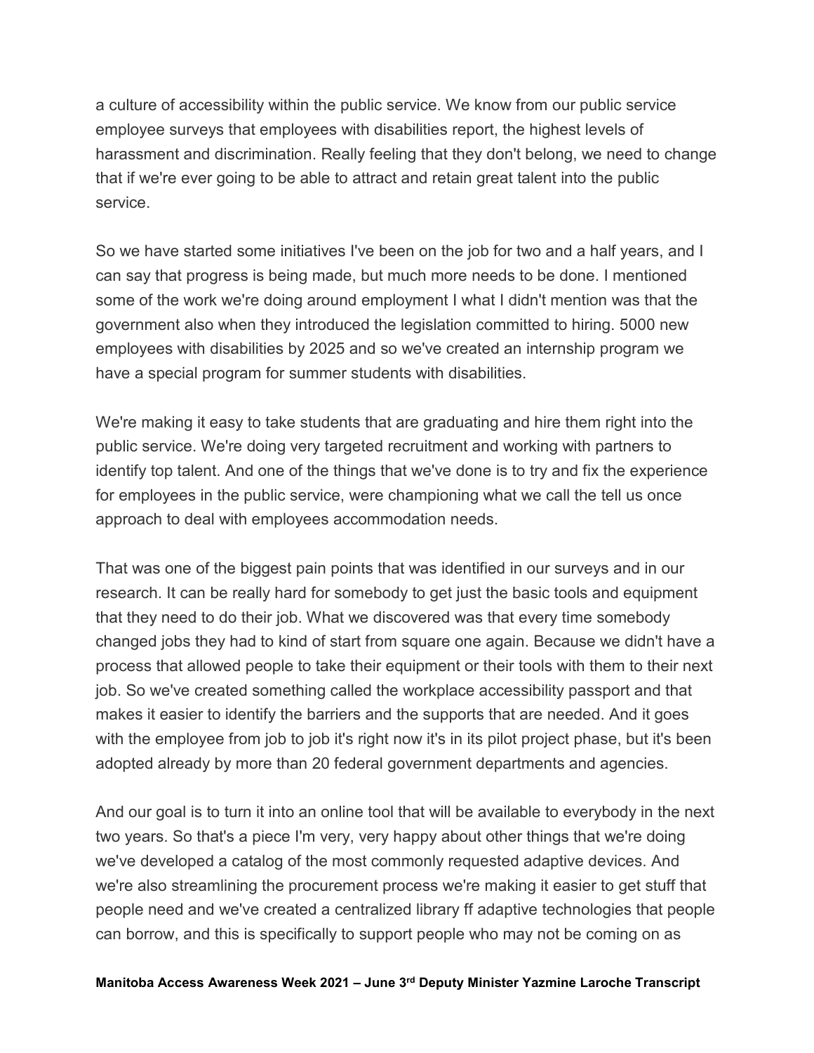a culture of accessibility within the public service. We know from our public service employee surveys that employees with disabilities report, the highest levels of harassment and discrimination. Really feeling that they don't belong, we need to change that if we're ever going to be able to attract and retain great talent into the public service.

So we have started some initiatives I've been on the job for two and a half years, and I can say that progress is being made, but much more needs to be done. I mentioned some of the work we're doing around employment I what I didn't mention was that the government also when they introduced the legislation committed to hiring. 5000 new employees with disabilities by 2025 and so we've created an internship program we have a special program for summer students with disabilities.

We're making it easy to take students that are graduating and hire them right into the public service. We're doing very targeted recruitment and working with partners to identify top talent. And one of the things that we've done is to try and fix the experience for employees in the public service, were championing what we call the tell us once approach to deal with employees accommodation needs.

That was one of the biggest pain points that was identified in our surveys and in our research. It can be really hard for somebody to get just the basic tools and equipment that they need to do their job. What we discovered was that every time somebody changed jobs they had to kind of start from square one again. Because we didn't have a process that allowed people to take their equipment or their tools with them to their next job. So we've created something called the workplace accessibility passport and that makes it easier to identify the barriers and the supports that are needed. And it goes with the employee from job to job it's right now it's in its pilot project phase, but it's been adopted already by more than 20 federal government departments and agencies.

And our goal is to turn it into an online tool that will be available to everybody in the next two years. So that's a piece I'm very, very happy about other things that we're doing we've developed a catalog of the most commonly requested adaptive devices. And we're also streamlining the procurement process we're making it easier to get stuff that people need and we've created a centralized library ff adaptive technologies that people can borrow, and this is specifically to support people who may not be coming on as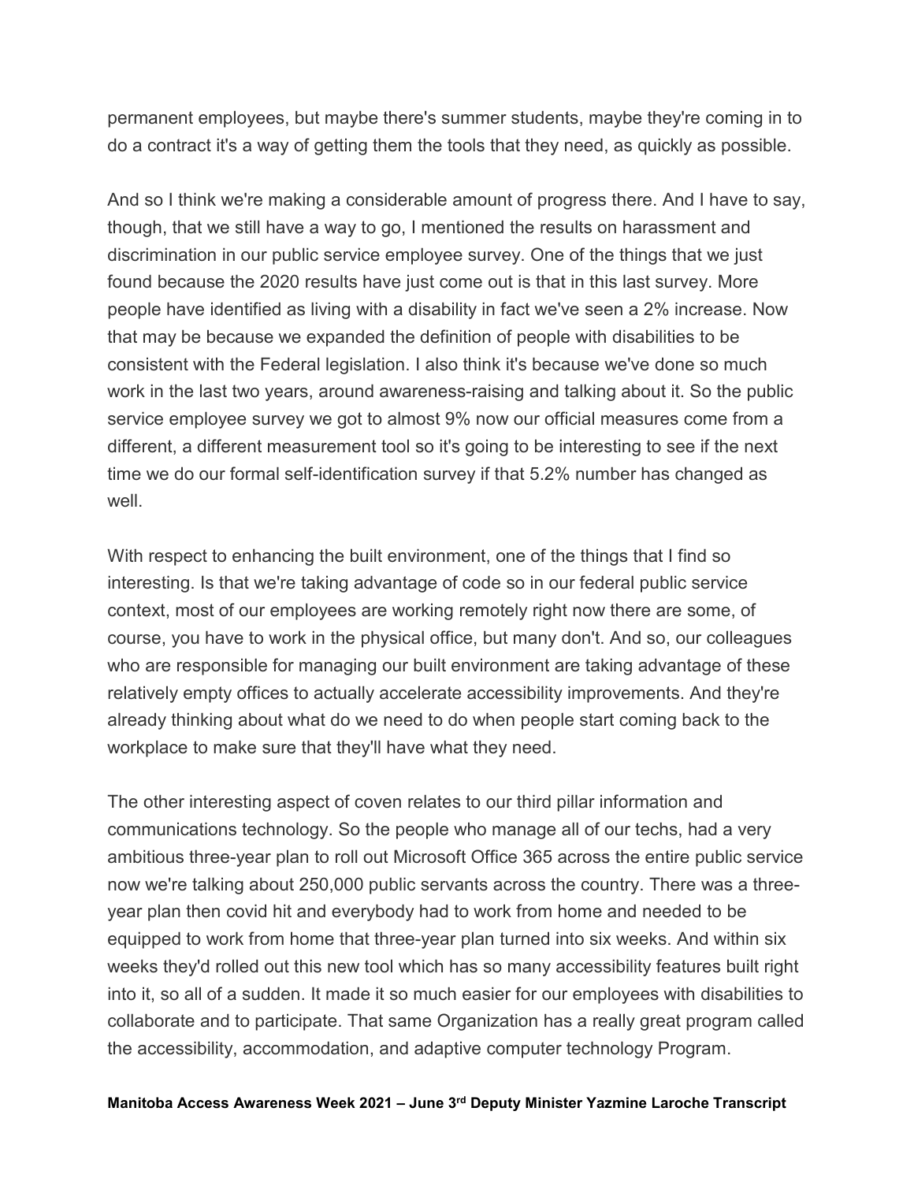permanent employees, but maybe there's summer students, maybe they're coming in to do a contract it's a way of getting them the tools that they need, as quickly as possible.

And so I think we're making a considerable amount of progress there. And I have to say, though, that we still have a way to go, I mentioned the results on harassment and discrimination in our public service employee survey. One of the things that we just found because the 2020 results have just come out is that in this last survey. More people have identified as living with a disability in fact we've seen a 2% increase. Now that may be because we expanded the definition of people with disabilities to be consistent with the Federal legislation. I also think it's because we've done so much work in the last two years, around awareness-raising and talking about it. So the public service employee survey we got to almost 9% now our official measures come from a different, a different measurement tool so it's going to be interesting to see if the next time we do our formal self-identification survey if that 5.2% number has changed as well.

With respect to enhancing the built environment, one of the things that I find so interesting. Is that we're taking advantage of code so in our federal public service context, most of our employees are working remotely right now there are some, of course, you have to work in the physical office, but many don't. And so, our colleagues who are responsible for managing our built environment are taking advantage of these relatively empty offices to actually accelerate accessibility improvements. And they're already thinking about what do we need to do when people start coming back to the workplace to make sure that they'll have what they need.

The other interesting aspect of coven relates to our third pillar information and communications technology. So the people who manage all of our techs, had a very ambitious three-year plan to roll out Microsoft Office 365 across the entire public service now we're talking about 250,000 public servants across the country. There was a three-year plan then covid hit and everybody had to work from home and needed to be equipped to work from home that three-year plan turned into six weeks. And within six weeks they'd rolled out this new tool which has so many accessibility features built right into it, so all of a sudden. It made it so much easier for our employees with disabilities to collaborate and to participate. That same Organization has a really great program called the accessibility, accommodation, and adaptive computer technology Program.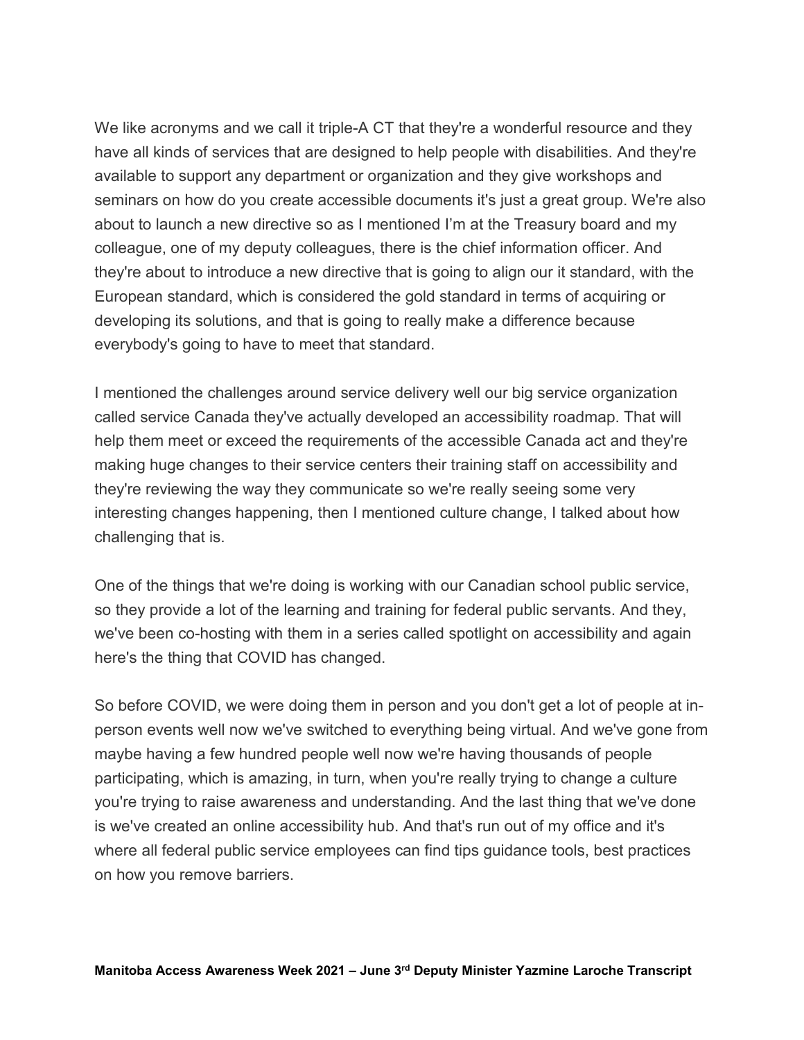We like acronyms and we call it triple-A CT that they're a wonderful resource and they have all kinds of services that are designed to help people with disabilities. And they're available to support any department or organization and they give workshops and seminars on how do you create accessible documents it's just a great group. We're also about to launch a new directive so as I mentioned I'm at the Treasury board and my colleague, one of my deputy colleagues, there is the chief information officer. And they're about to introduce a new directive that is going to align our it standard, with the European standard, which is considered the gold standard in terms of acquiring or developing its solutions, and that is going to really make a difference because everybody's going to have to meet that standard.

I mentioned the challenges around service delivery well our big service organization called service Canada they've actually developed an accessibility roadmap. That will help them meet or exceed the requirements of the accessible Canada act and they're making huge changes to their service centers their training staff on accessibility and they're reviewing the way they communicate so we're really seeing some very interesting changes happening, then I mentioned culture change, I talked about how challenging that is.

One of the things that we're doing is working with our Canadian school public service, so they provide a lot of the learning and training for federal public servants. And they, we've been co-hosting with them in a series called spotlight on accessibility and again here's the thing that COVID has changed.

So before COVID, we were doing them in person and you don't get a lot of people at in-person events well now we've switched to everything being virtual. And we've gone from maybe having a few hundred people well now we're having thousands of people participating, which is amazing, in turn, when you're really trying to change a culture you're trying to raise awareness and understanding. And the last thing that we've done is we've created an online accessibility hub. And that's run out of my office and it's where all federal public service employees can find tips guidance tools, best practices on how you remove barriers.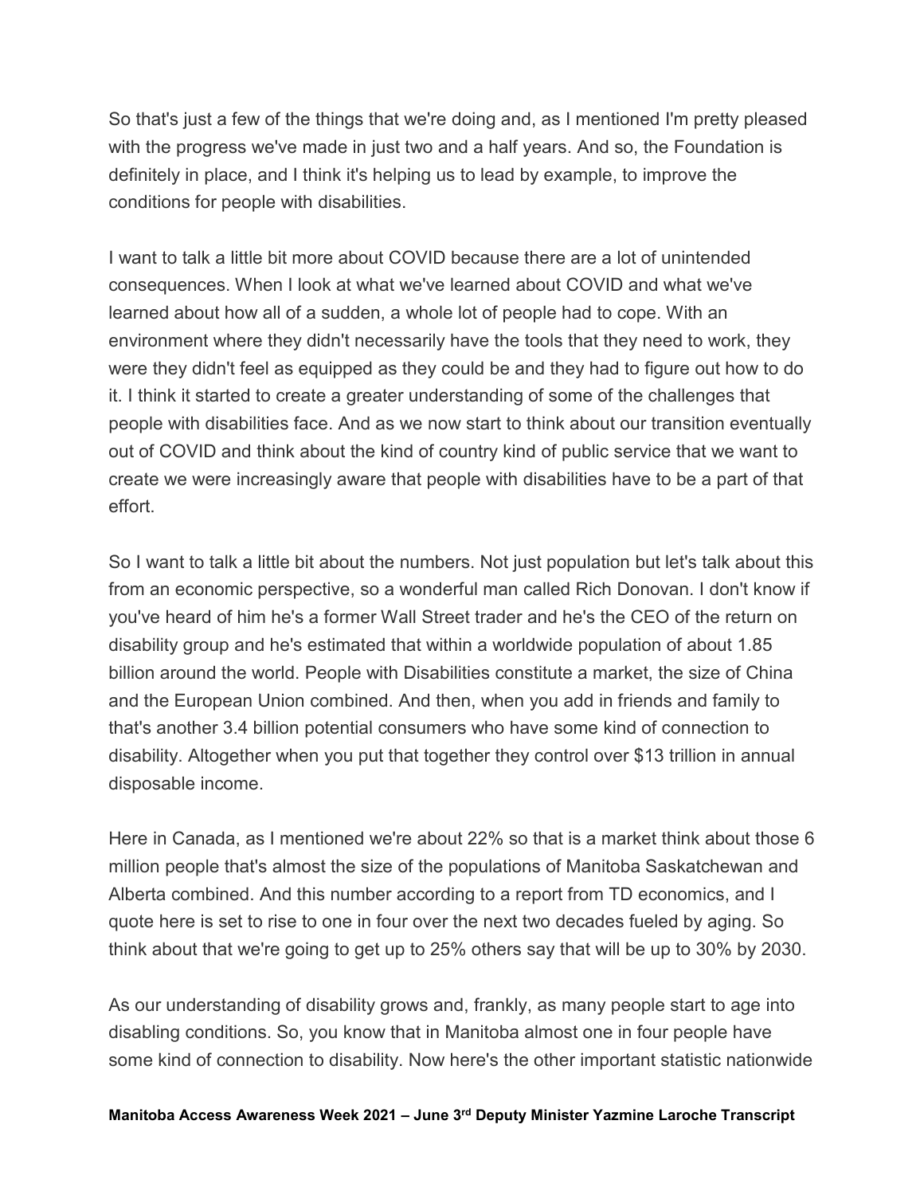So that's just a few of the things that we're doing and, as I mentioned I'm pretty pleased with the progress we've made in just two and a half years. And so, the Foundation is definitely in place, and I think it's helping us to lead by example, to improve the conditions for people with disabilities.

I want to talk a little bit more about COVID because there are a lot of unintended consequences. When I look at what we've learned about COVID and what we've learned about how all of a sudden, a whole lot of people had to cope. With an environment where they didn't necessarily have the tools that they need to work, they were they didn't feel as equipped as they could be and they had to figure out how to do it. I think it started to create a greater understanding of some of the challenges that people with disabilities face. And as we now start to think about our transition eventually out of COVID and think about the kind of country kind of public service that we want to create we were increasingly aware that people with disabilities have to be a part of that effort.

So I want to talk a little bit about the numbers. Not just population but let's talk about this from an economic perspective, so a wonderful man called Rich Donovan. I don't know if you've heard of him he's a former Wall Street trader and he's the CEO of the return on disability group and he's estimated that within a worldwide population of about 1.85 billion around the world. People with Disabilities constitute a market, the size of China and the European Union combined. And then, when you add in friends and family to that's another 3.4 billion potential consumers who have some kind of connection to disability. Altogether when you put that together they control over $13 trillion in annual disposable income.

Here in Canada, as I mentioned we're about 22% so that is a market think about those 6 million people that's almost the size of the populations of Manitoba Saskatchewan and Alberta combined. And this number according to a report from TD economics, and I quote here is set to rise to one in four over the next two decades fueled by aging. So think about that we're going to get up to 25% others say that will be up to 30% by 2030.

As our understanding of disability grows and, frankly, as many people start to age into disabling conditions. So, you know that in Manitoba almost one in four people have some kind of connection to disability. Now here's the other important statistic nationwide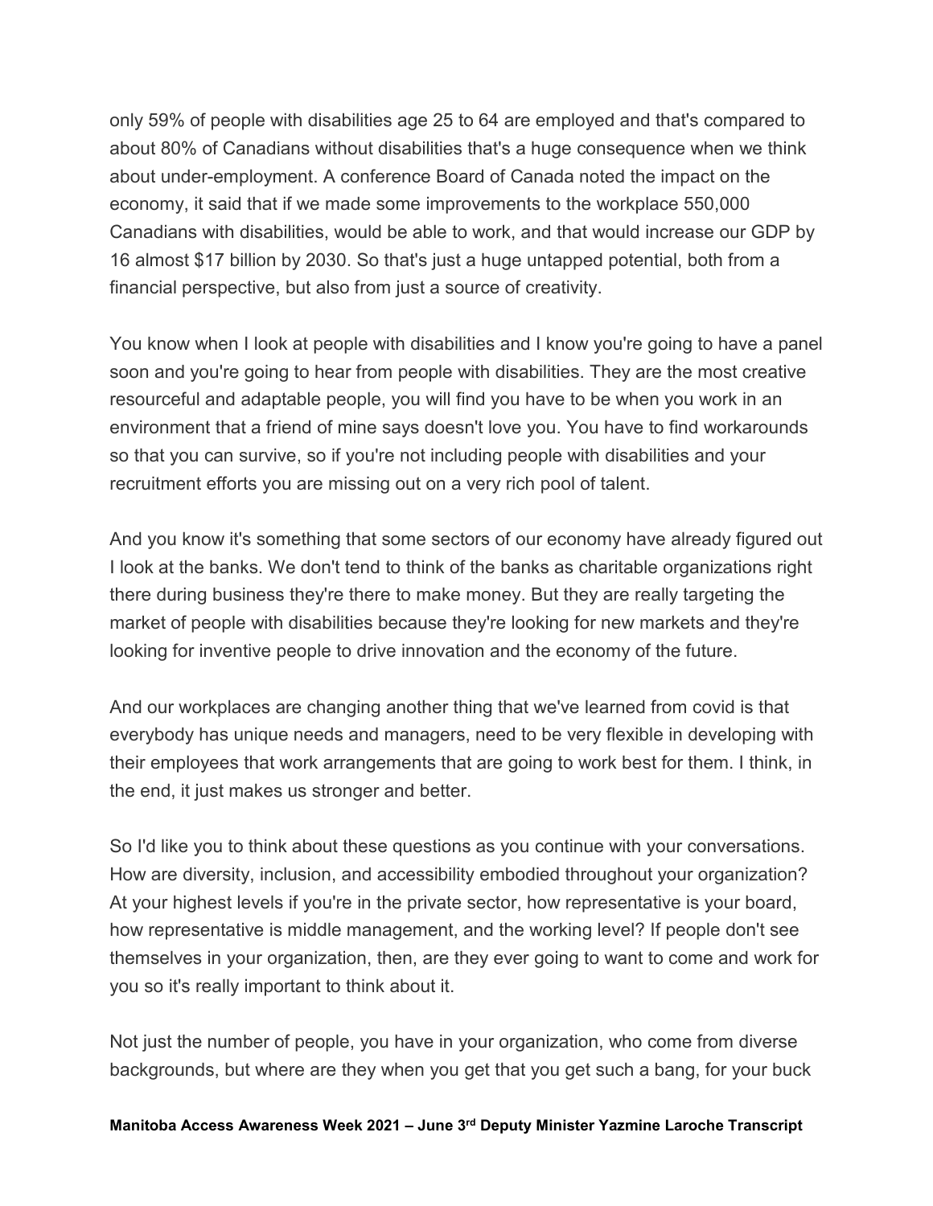only 59% of people with disabilities age 25 to 64 are employed and that's compared to about 80% of Canadians without disabilities that's a huge consequence when we think about under-employment. A conference Board of Canada noted the impact on the economy, it said that if we made some improvements to the workplace 550,000 Canadians with disabilities, would be able to work, and that would increase our GDP by 16 almost $17 billion by 2030. So that's just a huge untapped potential, both from a financial perspective, but also from just a source of creativity.

You know when I look at people with disabilities and I know you're going to have a panel soon and you're going to hear from people with disabilities. They are the most creative resourceful and adaptable people, you will find you have to be when you work in an environment that a friend of mine says doesn't love you. You have to find workarounds so that you can survive, so if you're not including people with disabilities and your recruitment efforts you are missing out on a very rich pool of talent.

And you know it's something that some sectors of our economy have already figured out I look at the banks. We don't tend to think of the banks as charitable organizations right there during business they're there to make money. But they are really targeting the market of people with disabilities because they're looking for new markets and they're looking for inventive people to drive innovation and the economy of the future.

And our workplaces are changing another thing that we've learned from covid is that everybody has unique needs and managers, need to be very flexible in developing with their employees that work arrangements that are going to work best for them. I think, in the end, it just makes us stronger and better.

So I'd like you to think about these questions as you continue with your conversations. How are diversity, inclusion, and accessibility embodied throughout your organization? At your highest levels if you're in the private sector, how representative is your board, how representative is middle management, and the working level? If people don't see themselves in your organization, then, are they ever going to want to come and work for you so it's really important to think about it.

Not just the number of people, you have in your organization, who come from diverse backgrounds, but where are they when you get that you get such a bang, for your buck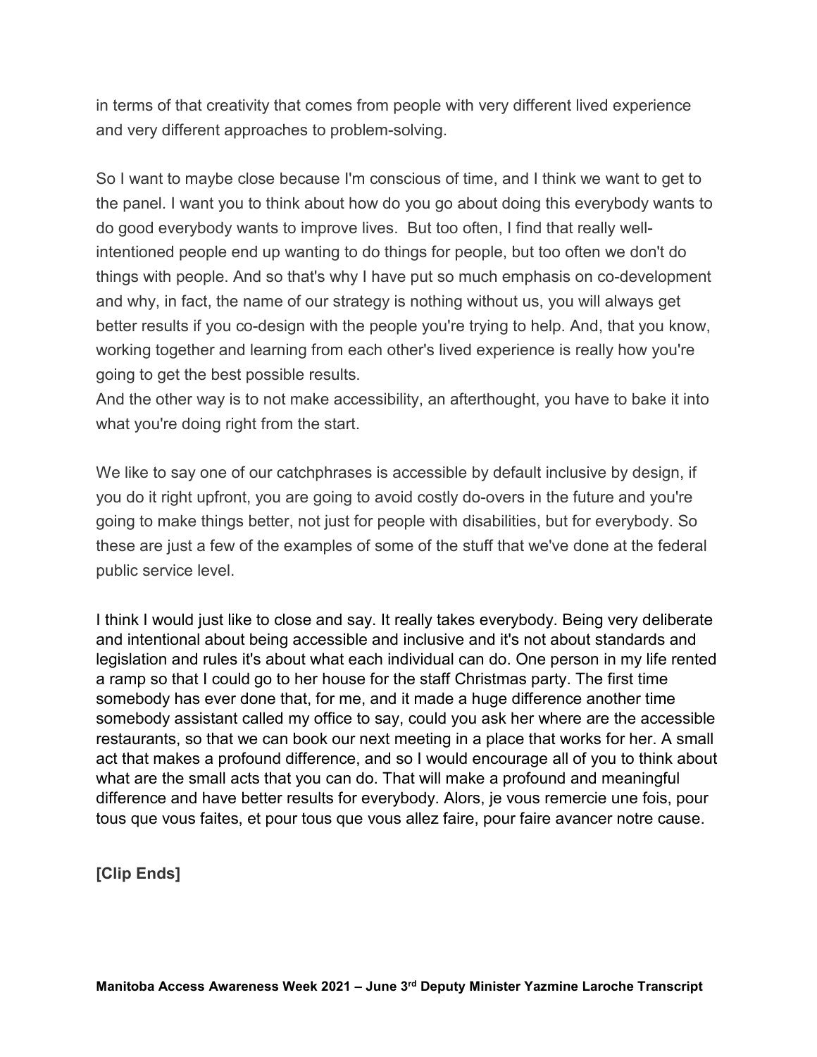in terms of that creativity that comes from people with very different lived experience and very different approaches to problem-solving.

So I want to maybe close because I'm conscious of time, and I think we want to get to the panel. I want you to think about how do you go about doing this everybody wants to do good everybody wants to improve lives.  But too often, I find that really well-intentioned people end up wanting to do things for people, but too often we don't do things with people. And so that's why I have put so much emphasis on co-development and why, in fact, the name of our strategy is nothing without us, you will always get better results if you co-design with the people you're trying to help. And, that you know, working together and learning from each other's lived experience is really how you're going to get the best possible results.
And the other way is to not make accessibility, an afterthought, you have to bake it into what you're doing right from the start.

We like to say one of our catchphrases is accessible by default inclusive by design, if you do it right upfront, you are going to avoid costly do-overs in the future and you're going to make things better, not just for people with disabilities, but for everybody. So these are just a few of the examples of some of the stuff that we've done at the federal public service level.

I think I would just like to close and say. It really takes everybody. Being very deliberate and intentional about being accessible and inclusive and it's not about standards and legislation and rules it's about what each individual can do. One person in my life rented a ramp so that I could go to her house for the staff Christmas party. The first time somebody has ever done that, for me, and it made a huge difference another time somebody assistant called my office to say, could you ask her where are the accessible restaurants, so that we can book our next meeting in a place that works for her. A small act that makes a profound difference, and so I would encourage all of you to think about what are the small acts that you can do. That will make a profound and meaningful difference and have better results for everybody. Alors, je vous remercie une fois, pour tous que vous faites, et pour tous que vous allez faire, pour faire avancer notre cause.

**[Clip Ends]**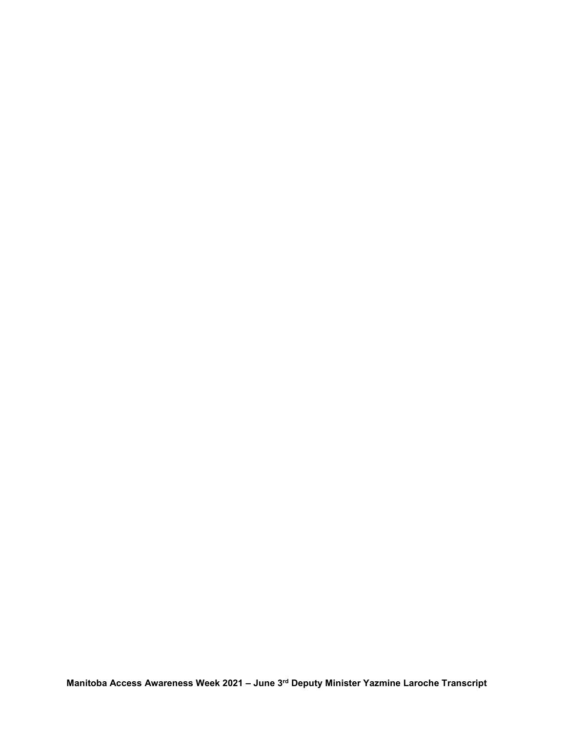**Manitoba Access Awareness Week 2021 – June 3rd Deputy Minister Yazmine Laroche Transcript**